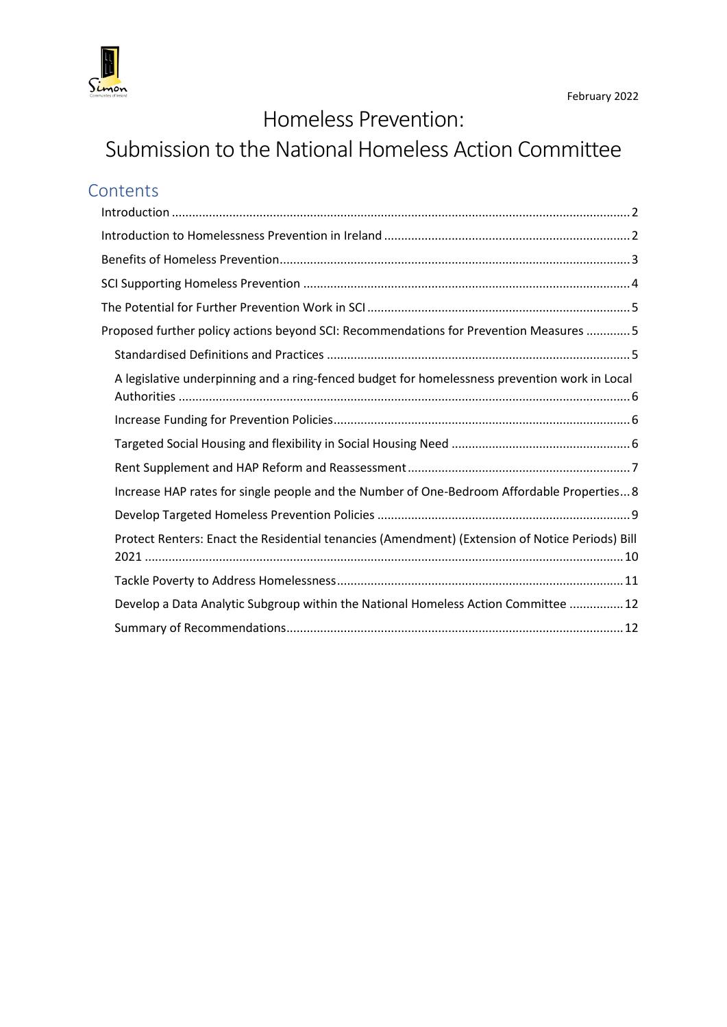February 2022

# Homeless Prevention: Submission to the National Homeless Action Committee

## Contents

- Introduction ..... 2
- Introduction to Homelessness Prevention in Ireland ..... 2
- Benefits of Homeless Prevention ..... 3
- SCI Supporting Homeless Prevention ..... 4
- The Potential for Further Prevention Work in SCI ..... 5
- Proposed further policy actions beyond SCI: Recommendations for Prevention Measures ..... 5
  - Standardised Definitions and Practices ..... 5
  - A legislative underpinning and a ring-fenced budget for homelessness prevention work in Local Authorities ..... 6
  - Increase Funding for Prevention Policies ..... 6
  - Targeted Social Housing and flexibility in Social Housing Need ..... 6
  - Rent Supplement and HAP Reform and Reassessment ..... 7
  - Increase HAP rates for single people and the Number of One-Bedroom Affordable Properties ..... 8
  - Develop Targeted Homeless Prevention Policies ..... 9
  - Protect Renters: Enact the Residential tenancies (Amendment) (Extension of Notice Periods) Bill 2021 ..... 10
  - Tackle Poverty to Address Homelessness ..... 11
  - Develop a Data Analytic Subgroup within the National Homeless Action Committee ..... 12
  - Summary of Recommendations ..... 12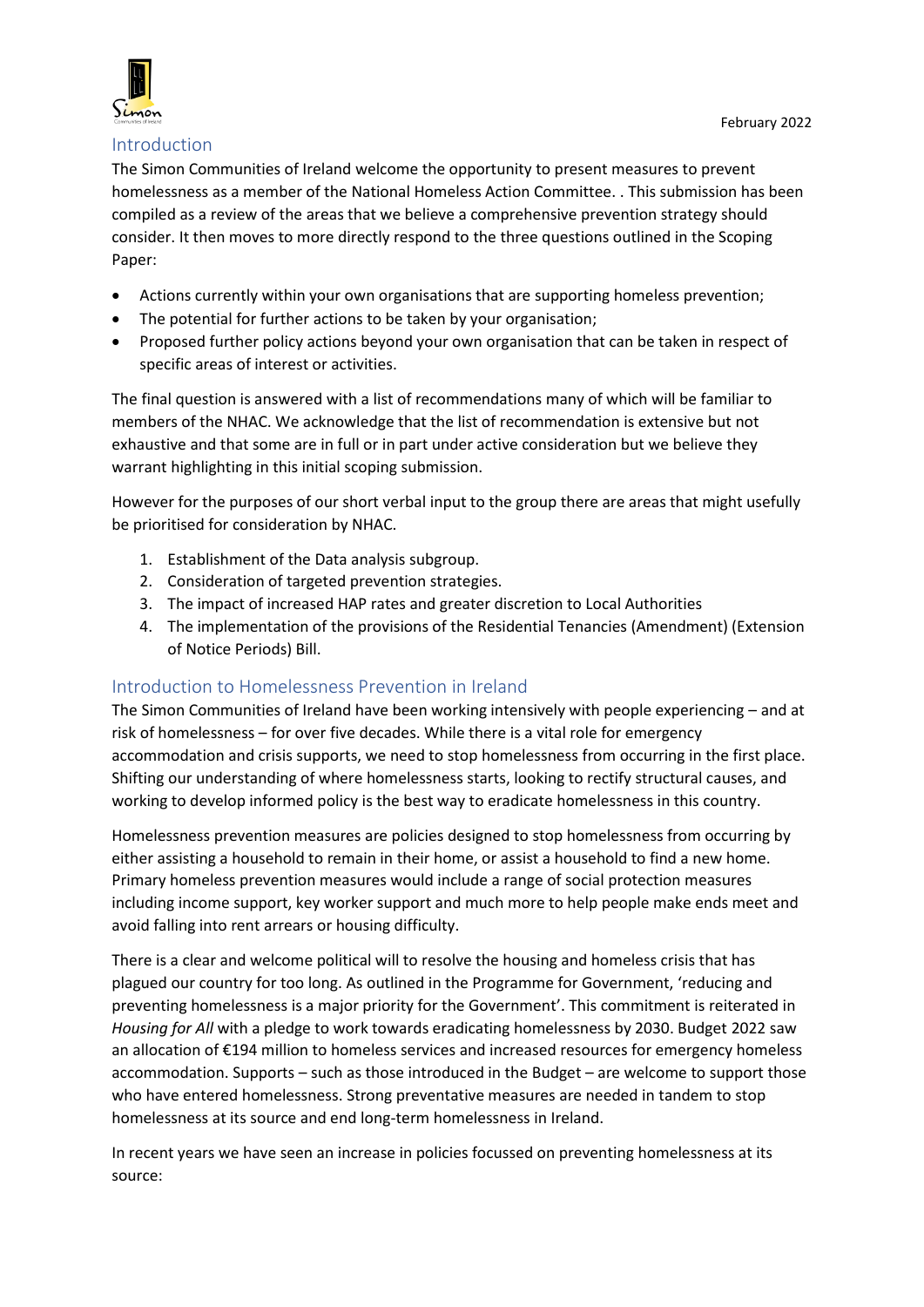February 2022

## Introduction

The Simon Communities of Ireland welcome the opportunity to present measures to prevent homelessness as a member of the National Homeless Action Committee. . This submission has been compiled as a review of the areas that we believe a comprehensive prevention strategy should consider. It then moves to more directly respond to the three questions outlined in the Scoping Paper:

- Actions currently within your own organisations that are supporting homeless prevention;
- The potential for further actions to be taken by your organisation;
- Proposed further policy actions beyond your own organisation that can be taken in respect of specific areas of interest or activities.

The final question is answered with a list of recommendations many of which will be familiar to members of the NHAC. We acknowledge that the list of recommendation is extensive but not exhaustive and that some are in full or in part under active consideration but we believe they warrant highlighting in this initial scoping submission.

However for the purposes of our short verbal input to the group there are areas that might usefully be prioritised for consideration by NHAC.

1. Establishment of the Data analysis subgroup.
2. Consideration of targeted prevention strategies.
3. The impact of increased HAP rates and greater discretion to Local Authorities
4. The implementation of the provisions of the Residential Tenancies (Amendment) (Extension of Notice Periods) Bill.

## Introduction to Homelessness Prevention in Ireland

The Simon Communities of Ireland have been working intensively with people experiencing – and at risk of homelessness – for over five decades. While there is a vital role for emergency accommodation and crisis supports, we need to stop homelessness from occurring in the first place. Shifting our understanding of where homelessness starts, looking to rectify structural causes, and working to develop informed policy is the best way to eradicate homelessness in this country.

Homelessness prevention measures are policies designed to stop homelessness from occurring by either assisting a household to remain in their home, or assist a household to find a new home. Primary homeless prevention measures would include a range of social protection measures including income support, key worker support and much more to help people make ends meet and avoid falling into rent arrears or housing difficulty.

There is a clear and welcome political will to resolve the housing and homeless crisis that has plagued our country for too long. As outlined in the Programme for Government, 'reducing and preventing homelessness is a major priority for the Government'. This commitment is reiterated in *Housing for All* with a pledge to work towards eradicating homelessness by 2030. Budget 2022 saw an allocation of €194 million to homeless services and increased resources for emergency homeless accommodation. Supports – such as those introduced in the Budget – are welcome to support those who have entered homelessness. Strong preventative measures are needed in tandem to stop homelessness at its source and end long-term homelessness in Ireland.

In recent years we have seen an increase in policies focussed on preventing homelessness at its source: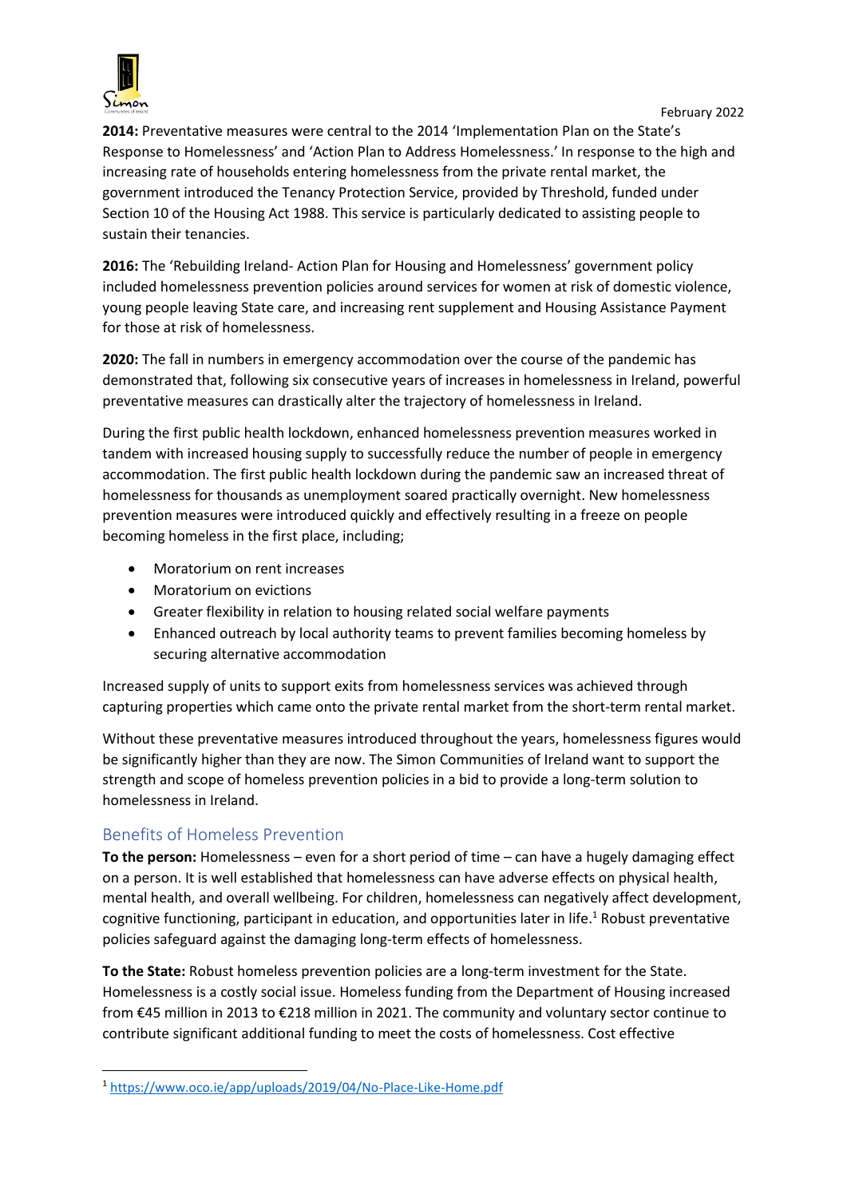**2014:** Preventative measures were central to the 2014 'Implementation Plan on the State's Response to Homelessness' and 'Action Plan to Address Homelessness.' In response to the high and increasing rate of households entering homelessness from the private rental market, the government introduced the Tenancy Protection Service, provided by Threshold, funded under Section 10 of the Housing Act 1988. This service is particularly dedicated to assisting people to sustain their tenancies.

**2016:** The 'Rebuilding Ireland- Action Plan for Housing and Homelessness' government policy included homelessness prevention policies around services for women at risk of domestic violence, young people leaving State care, and increasing rent supplement and Housing Assistance Payment for those at risk of homelessness.

**2020:** The fall in numbers in emergency accommodation over the course of the pandemic has demonstrated that, following six consecutive years of increases in homelessness in Ireland, powerful preventative measures can drastically alter the trajectory of homelessness in Ireland.

During the first public health lockdown, enhanced homelessness prevention measures worked in tandem with increased housing supply to successfully reduce the number of people in emergency accommodation. The first public health lockdown during the pandemic saw an increased threat of homelessness for thousands as unemployment soared practically overnight. New homelessness prevention measures were introduced quickly and effectively resulting in a freeze on people becoming homeless in the first place, including;

- Moratorium on rent increases
- Moratorium on evictions
- Greater flexibility in relation to housing related social welfare payments
- Enhanced outreach by local authority teams to prevent families becoming homeless by securing alternative accommodation

Increased supply of units to support exits from homelessness services was achieved through capturing properties which came onto the private rental market from the short-term rental market.

Without these preventative measures introduced throughout the years, homelessness figures would be significantly higher than they are now. The Simon Communities of Ireland want to support the strength and scope of homeless prevention policies in a bid to provide a long-term solution to homelessness in Ireland.

## Benefits of Homeless Prevention

**To the person:** Homelessness – even for a short period of time – can have a hugely damaging effect on a person. It is well established that homelessness can have adverse effects on physical health, mental health, and overall wellbeing. For children, homelessness can negatively affect development, cognitive functioning, participant in education, and opportunities later in life.[1] Robust preventative policies safeguard against the damaging long-term effects of homelessness.

**To the State:** Robust homeless prevention policies are a long-term investment for the State. Homelessness is a costly social issue. Homeless funding from the Department of Housing increased from €45 million in 2013 to €218 million in 2021. The community and voluntary sector continue to contribute significant additional funding to meet the costs of homelessness. Cost effective

[1] https://www.oco.ie/app/uploads/2019/04/No-Place-Like-Home.pdf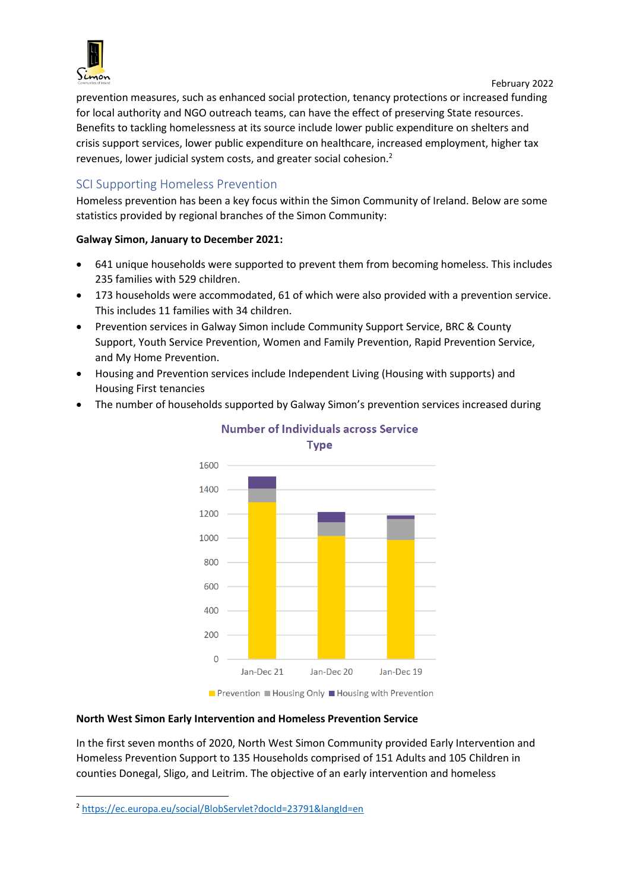prevention measures, such as enhanced social protection, tenancy protections or increased funding for local authority and NGO outreach teams, can have the effect of preserving State resources. Benefits to tackling homelessness at its source include lower public expenditure on shelters and crisis support services, lower public expenditure on healthcare, increased employment, higher tax revenues, lower judicial system costs, and greater social cohesion.[2]

## SCI Supporting Homeless Prevention

Homeless prevention has been a key focus within the Simon Community of Ireland. Below are some statistics provided by regional branches of the Simon Community:

**Galway Simon, January to December 2021:**

- 641 unique households were supported to prevent them from becoming homeless. This includes 235 families with 529 children.
- 173 households were accommodated, 61 of which were also provided with a prevention service. This includes 11 families with 34 children.
- Prevention services in Galway Simon include Community Support Service, BRC & County Support, Youth Service Prevention, Women and Family Prevention, Rapid Prevention Service, and My Home Prevention.
- Housing and Prevention services include Independent Living (Housing with supports) and Housing First tenancies
- The number of households supported by Galway Simon's prevention services increased during

**Number of Individuals across Service Type**

Chart (stacked bars; y-axis 0–1600; values approximate):

| | Prevention | Housing Only | Housing with Prevention |
|---|---|---|---|
| Jan-Dec 21 | ~1290 | ~110 | ~100 |
| Jan-Dec 20 | ~1015 | ~110 | ~85 |
| Jan-Dec 19 | ~985 | ~175 | ~25 |

**North West Simon Early Intervention and Homeless Prevention Service**

In the first seven months of 2020, North West Simon Community provided Early Intervention and Homeless Prevention Support to 135 Households comprised of 151 Adults and 105 Children in counties Donegal, Sligo, and Leitrim. The objective of an early intervention and homeless

---

[2] https://ec.europa.eu/social/BlobServlet?docId=23791&langId=en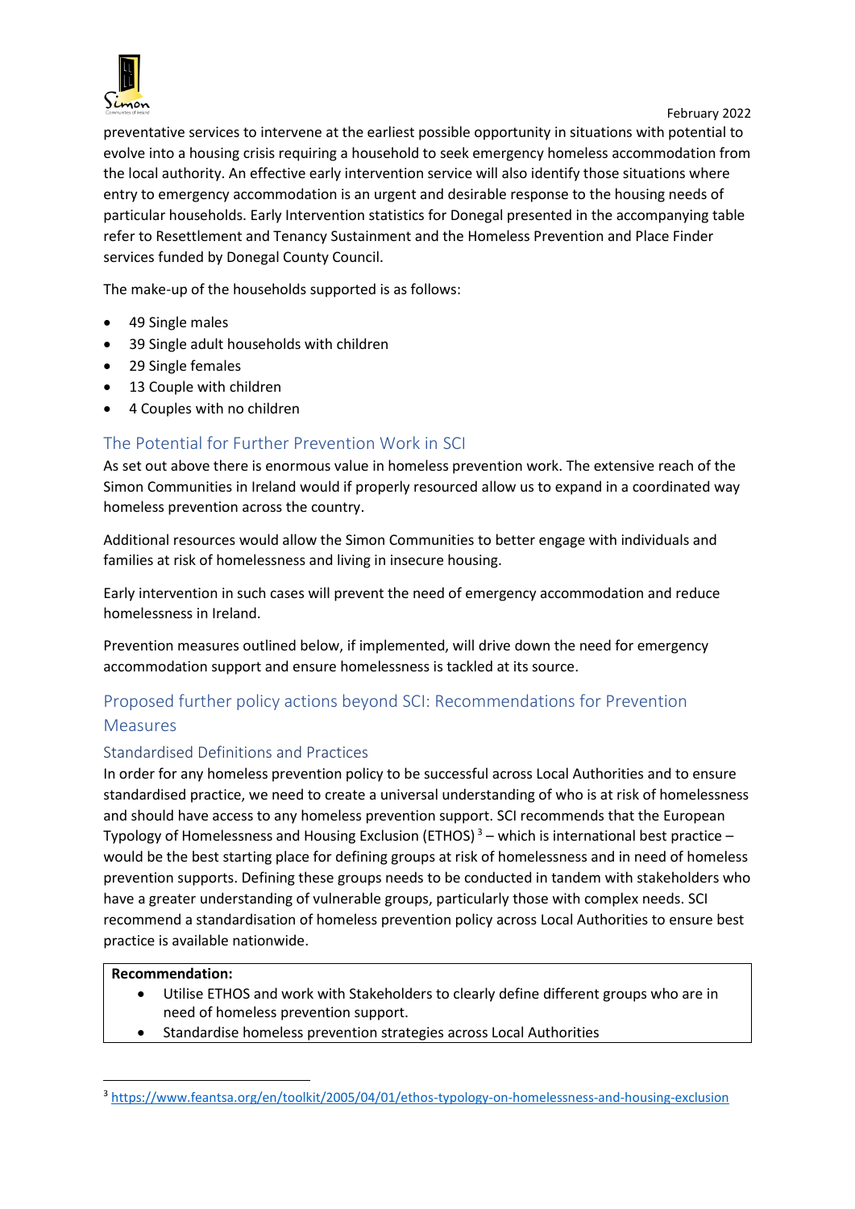preventative services to intervene at the earliest possible opportunity in situations with potential to evolve into a housing crisis requiring a household to seek emergency homeless accommodation from the local authority. An effective early intervention service will also identify those situations where entry to emergency accommodation is an urgent and desirable response to the housing needs of particular households. Early Intervention statistics for Donegal presented in the accompanying table refer to Resettlement and Tenancy Sustainment and the Homeless Prevention and Place Finder services funded by Donegal County Council.

The make-up of the households supported is as follows:

- 49 Single males
- 39 Single adult households with children
- 29 Single females
- 13 Couple with children
- 4 Couples with no children

## The Potential for Further Prevention Work in SCI

As set out above there is enormous value in homeless prevention work. The extensive reach of the Simon Communities in Ireland would if properly resourced allow us to expand in a coordinated way homeless prevention across the country.

Additional resources would allow the Simon Communities to better engage with individuals and families at risk of homelessness and living in insecure housing.

Early intervention in such cases will prevent the need of emergency accommodation and reduce homelessness in Ireland.

Prevention measures outlined below, if implemented, will drive down the need for emergency accommodation support and ensure homelessness is tackled at its source.

## Proposed further policy actions beyond SCI: Recommendations for Prevention Measures

### Standardised Definitions and Practices

In order for any homeless prevention policy to be successful across Local Authorities and to ensure standardised practice, we need to create a universal understanding of who is at risk of homelessness and should have access to any homeless prevention support. SCI recommends that the European Typology of Homelessness and Housing Exclusion (ETHOS)[3] – which is international best practice – would be the best starting place for defining groups at risk of homelessness and in need of homeless prevention supports. Defining these groups needs to be conducted in tandem with stakeholders who have a greater understanding of vulnerable groups, particularly those with complex needs. SCI recommend a standardisation of homeless prevention policy across Local Authorities to ensure best practice is available nationwide.

**Recommendation:**

- Utilise ETHOS and work with Stakeholders to clearly define different groups who are in need of homeless prevention support.
- Standardise homeless prevention strategies across Local Authorities

[3] https://www.feantsa.org/en/toolkit/2005/04/01/ethos-typology-on-homelessness-and-housing-exclusion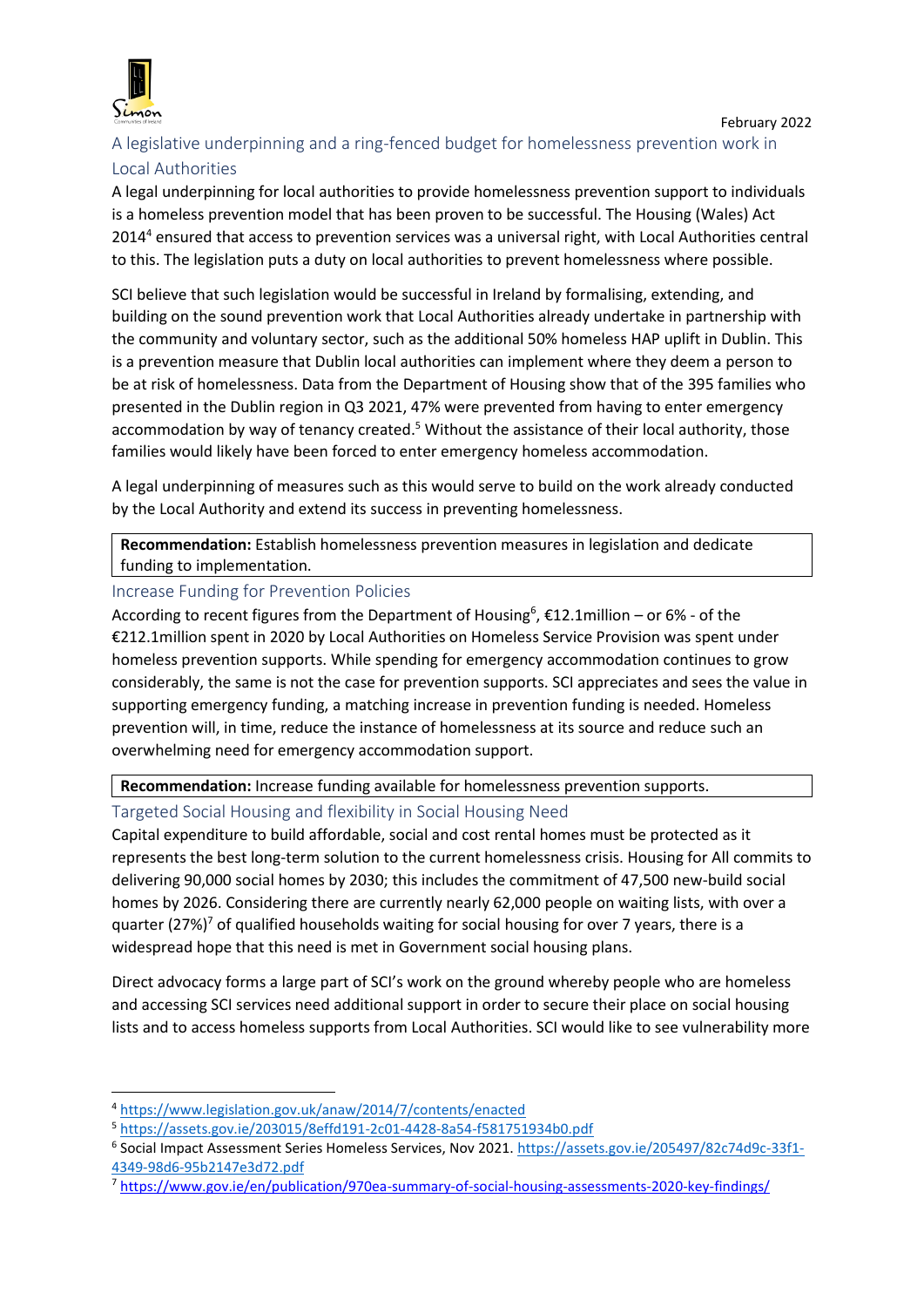## A legislative underpinning and a ring-fenced budget for homelessness prevention work in Local Authorities

A legal underpinning for local authorities to provide homelessness prevention support to individuals is a homeless prevention model that has been proven to be successful. The Housing (Wales) Act 2014[4] ensured that access to prevention services was a universal right, with Local Authorities central to this. The legislation puts a duty on local authorities to prevent homelessness where possible.

SCI believe that such legislation would be successful in Ireland by formalising, extending, and building on the sound prevention work that Local Authorities already undertake in partnership with the community and voluntary sector, such as the additional 50% homeless HAP uplift in Dublin. This is a prevention measure that Dublin local authorities can implement where they deem a person to be at risk of homelessness. Data from the Department of Housing show that of the 395 families who presented in the Dublin region in Q3 2021, 47% were prevented from having to enter emergency accommodation by way of tenancy created.[5] Without the assistance of their local authority, those families would likely have been forced to enter emergency homeless accommodation.

A legal underpinning of measures such as this would serve to build on the work already conducted by the Local Authority and extend its success in preventing homelessness.

> **Recommendation:** Establish homelessness prevention measures in legislation and dedicate funding to implementation.

## Increase Funding for Prevention Policies

According to recent figures from the Department of Housing[6], €12.1million – or 6% - of the €212.1million spent in 2020 by Local Authorities on Homeless Service Provision was spent under homeless prevention supports. While spending for emergency accommodation continues to grow considerably, the same is not the case for prevention supports. SCI appreciates and sees the value in supporting emergency funding, a matching increase in prevention funding is needed. Homeless prevention will, in time, reduce the instance of homelessness at its source and reduce such an overwhelming need for emergency accommodation support.

> **Recommendation:** Increase funding available for homelessness prevention supports.

## Targeted Social Housing and flexibility in Social Housing Need

Capital expenditure to build affordable, social and cost rental homes must be protected as it represents the best long-term solution to the current homelessness crisis. Housing for All commits to delivering 90,000 social homes by 2030; this includes the commitment of 47,500 new-build social homes by 2026. Considering there are currently nearly 62,000 people on waiting lists, with over a quarter (27%)[7] of qualified households waiting for social housing for over 7 years, there is a widespread hope that this need is met in Government social housing plans.

Direct advocacy forms a large part of SCI's work on the ground whereby people who are homeless and accessing SCI services need additional support in order to secure their place on social housing lists and to access homeless supports from Local Authorities. SCI would like to see vulnerability more

---

[4] https://www.legislation.gov.uk/anaw/2014/7/contents/enacted

[5] https://assets.gov.ie/203015/8effd191-2c01-4428-8a54-f581751934b0.pdf

[6] Social Impact Assessment Series Homeless Services, Nov 2021. https://assets.gov.ie/205497/82c74d9c-33f1-4349-98d6-95b2147e3d72.pdf

[7] https://www.gov.ie/en/publication/970ea-summary-of-social-housing-assessments-2020-key-findings/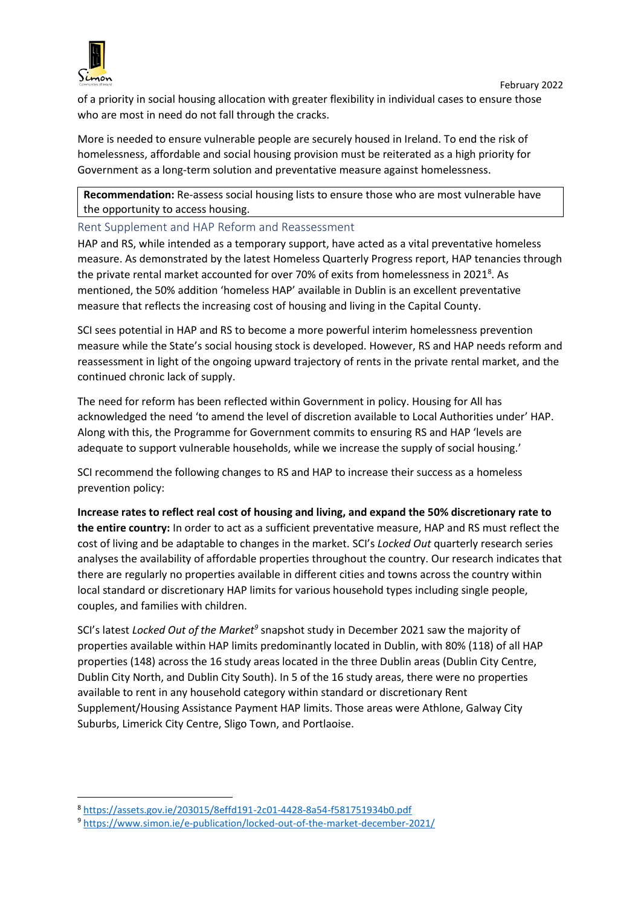of a priority in social housing allocation with greater flexibility in individual cases to ensure those who are most in need do not fall through the cracks.

More is needed to ensure vulnerable people are securely housed in Ireland. To end the risk of homelessness, affordable and social housing provision must be reiterated as a high priority for Government as a long-term solution and preventative measure against homelessness.

> **Recommendation:** Re-assess social housing lists to ensure those who are most vulnerable have the opportunity to access housing.

## Rent Supplement and HAP Reform and Reassessment

HAP and RS, while intended as a temporary support, have acted as a vital preventative homeless measure. As demonstrated by the latest Homeless Quarterly Progress report, HAP tenancies through the private rental market accounted for over 70% of exits from homelessness in 2021[8]. As mentioned, the 50% addition 'homeless HAP' available in Dublin is an excellent preventative measure that reflects the increasing cost of housing and living in the Capital County.

SCI sees potential in HAP and RS to become a more powerful interim homelessness prevention measure while the State's social housing stock is developed. However, RS and HAP needs reform and reassessment in light of the ongoing upward trajectory of rents in the private rental market, and the continued chronic lack of supply.

The need for reform has been reflected within Government in policy. Housing for All has acknowledged the need 'to amend the level of discretion available to Local Authorities under' HAP. Along with this, the Programme for Government commits to ensuring RS and HAP 'levels are adequate to support vulnerable households, while we increase the supply of social housing.'

SCI recommend the following changes to RS and HAP to increase their success as a homeless prevention policy:

**Increase rates to reflect real cost of housing and living, and expand the 50% discretionary rate to the entire country:** In order to act as a sufficient preventative measure, HAP and RS must reflect the cost of living and be adaptable to changes in the market. SCI's *Locked Out* quarterly research series analyses the availability of affordable properties throughout the country. Our research indicates that there are regularly no properties available in different cities and towns across the country within local standard or discretionary HAP limits for various household types including single people, couples, and families with children.

SCI's latest *Locked Out of the Market*[9] snapshot study in December 2021 saw the majority of properties available within HAP limits predominantly located in Dublin, with 80% (118) of all HAP properties (148) across the 16 study areas located in the three Dublin areas (Dublin City Centre, Dublin City North, and Dublin City South). In 5 of the 16 study areas, there were no properties available to rent in any household category within standard or discretionary Rent Supplement/Housing Assistance Payment HAP limits. Those areas were Athlone, Galway City Suburbs, Limerick City Centre, Sligo Town, and Portlaoise.

---

[8] https://assets.gov.ie/203015/8effd191-2c01-4428-8a54-f581751934b0.pdf

[9] https://www.simon.ie/e-publication/locked-out-of-the-market-december-2021/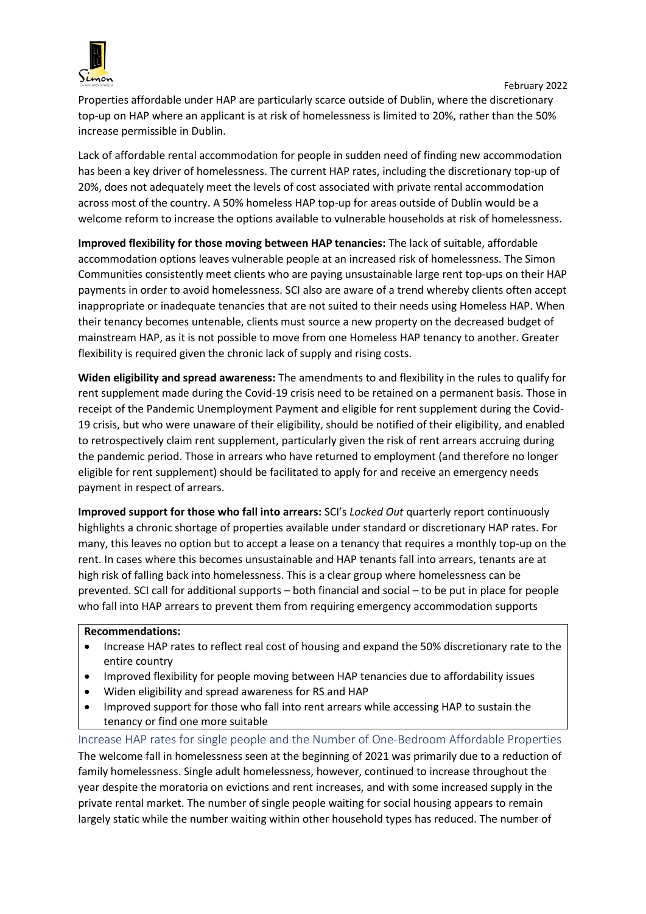Properties affordable under HAP are particularly scarce outside of Dublin, where the discretionary top-up on HAP where an applicant is at risk of homelessness is limited to 20%, rather than the 50% increase permissible in Dublin.

Lack of affordable rental accommodation for people in sudden need of finding new accommodation has been a key driver of homelessness. The current HAP rates, including the discretionary top-up of 20%, does not adequately meet the levels of cost associated with private rental accommodation across most of the country. A 50% homeless HAP top-up for areas outside of Dublin would be a welcome reform to increase the options available to vulnerable households at risk of homelessness.

**Improved flexibility for those moving between HAP tenancies:** The lack of suitable, affordable accommodation options leaves vulnerable people at an increased risk of homelessness. The Simon Communities consistently meet clients who are paying unsustainable large rent top-ups on their HAP payments in order to avoid homelessness. SCI also are aware of a trend whereby clients often accept inappropriate or inadequate tenancies that are not suited to their needs using Homeless HAP. When their tenancy becomes untenable, clients must source a new property on the decreased budget of mainstream HAP, as it is not possible to move from one Homeless HAP tenancy to another. Greater flexibility is required given the chronic lack of supply and rising costs.

**Widen eligibility and spread awareness:** The amendments to and flexibility in the rules to qualify for rent supplement made during the Covid-19 crisis need to be retained on a permanent basis. Those in receipt of the Pandemic Unemployment Payment and eligible for rent supplement during the Covid-19 crisis, but who were unaware of their eligibility, should be notified of their eligibility, and enabled to retrospectively claim rent supplement, particularly given the risk of rent arrears accruing during the pandemic period. Those in arrears who have returned to employment (and therefore no longer eligible for rent supplement) should be facilitated to apply for and receive an emergency needs payment in respect of arrears.

**Improved support for those who fall into arrears:** SCI's *Locked Out* quarterly report continuously highlights a chronic shortage of properties available under standard or discretionary HAP rates. For many, this leaves no option but to accept a lease on a tenancy that requires a monthly top-up on the rent. In cases where this becomes unsustainable and HAP tenants fall into arrears, tenants are at high risk of falling back into homelessness. This is a clear group where homelessness can be prevented. SCI call for additional supports – both financial and social – to be put in place for people who fall into HAP arrears to prevent them from requiring emergency accommodation supports

**Recommendations:**

- Increase HAP rates to reflect real cost of housing and expand the 50% discretionary rate to the entire country
- Improved flexibility for people moving between HAP tenancies due to affordability issues
- Widen eligibility and spread awareness for RS and HAP
- Improved support for those who fall into rent arrears while accessing HAP to sustain the tenancy or find one more suitable

## Increase HAP rates for single people and the Number of One-Bedroom Affordable Properties

The welcome fall in homelessness seen at the beginning of 2021 was primarily due to a reduction of family homelessness. Single adult homelessness, however, continued to increase throughout the year despite the moratoria on evictions and rent increases, and with some increased supply in the private rental market. The number of single people waiting for social housing appears to remain largely static while the number waiting within other household types has reduced. The number of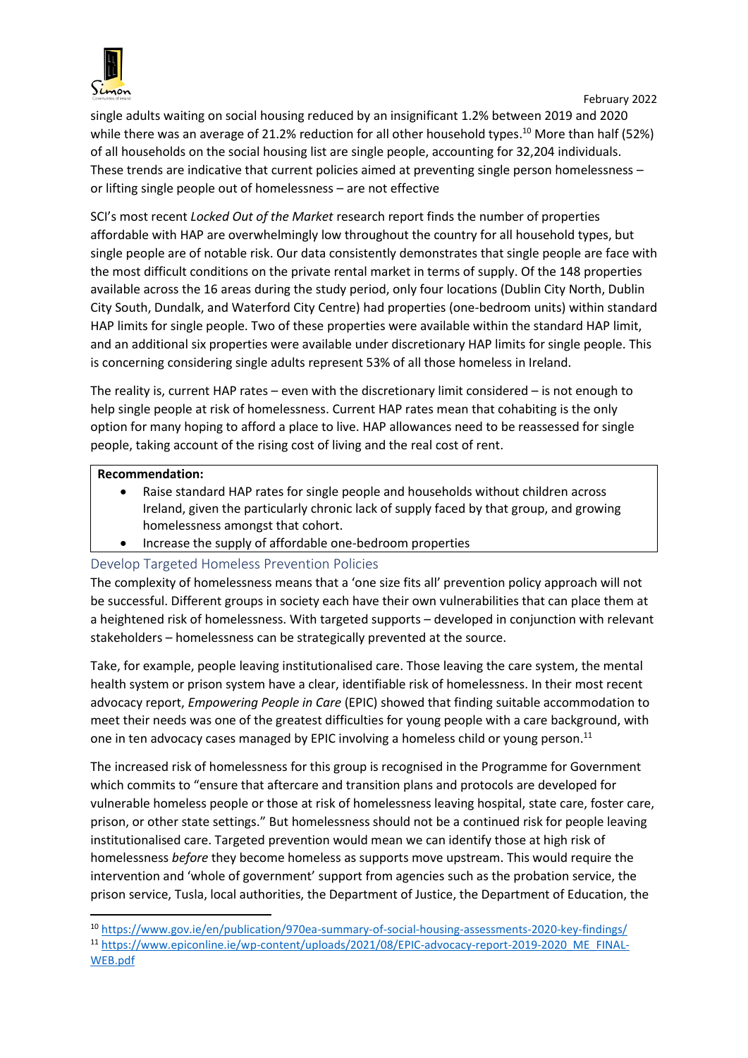single adults waiting on social housing reduced by an insignificant 1.2% between 2019 and 2020 while there was an average of 21.2% reduction for all other household types.[10] More than half (52%) of all households on the social housing list are single people, accounting for 32,204 individuals. These trends are indicative that current policies aimed at preventing single person homelessness – or lifting single people out of homelessness – are not effective

SCI's most recent *Locked Out of the Market* research report finds the number of properties affordable with HAP are overwhelmingly low throughout the country for all household types, but single people are of notable risk. Our data consistently demonstrates that single people are face with the most difficult conditions on the private rental market in terms of supply. Of the 148 properties available across the 16 areas during the study period, only four locations (Dublin City North, Dublin City South, Dundalk, and Waterford City Centre) had properties (one-bedroom units) within standard HAP limits for single people. Two of these properties were available within the standard HAP limit, and an additional six properties were available under discretionary HAP limits for single people. This is concerning considering single adults represent 53% of all those homeless in Ireland.

The reality is, current HAP rates – even with the discretionary limit considered – is not enough to help single people at risk of homelessness. Current HAP rates mean that cohabiting is the only option for many hoping to afford a place to live. HAP allowances need to be reassessed for single people, taking account of the rising cost of living and the real cost of rent.

**Recommendation:**

- Raise standard HAP rates for single people and households without children across Ireland, given the particularly chronic lack of supply faced by that group, and growing homelessness amongst that cohort.
- Increase the supply of affordable one-bedroom properties

## Develop Targeted Homeless Prevention Policies

The complexity of homelessness means that a 'one size fits all' prevention policy approach will not be successful. Different groups in society each have their own vulnerabilities that can place them at a heightened risk of homelessness. With targeted supports – developed in conjunction with relevant stakeholders – homelessness can be strategically prevented at the source.

Take, for example, people leaving institutionalised care. Those leaving the care system, the mental health system or prison system have a clear, identifiable risk of homelessness. In their most recent advocacy report, *Empowering People in Care* (EPIC) showed that finding suitable accommodation to meet their needs was one of the greatest difficulties for young people with a care background, with one in ten advocacy cases managed by EPIC involving a homeless child or young person.[11]

The increased risk of homelessness for this group is recognised in the Programme for Government which commits to "ensure that aftercare and transition plans and protocols are developed for vulnerable homeless people or those at risk of homelessness leaving hospital, state care, foster care, prison, or other state settings." But homelessness should not be a continued risk for people leaving institutionalised care. Targeted prevention would mean we can identify those at high risk of homelessness *before* they become homeless as supports move upstream. This would require the intervention and 'whole of government' support from agencies such as the probation service, the prison service, Tusla, local authorities, the Department of Justice, the Department of Education, the

---

[10] https://www.gov.ie/en/publication/970ea-summary-of-social-housing-assessments-2020-key-findings/

[11] https://www.epiconline.ie/wp-content/uploads/2021/08/EPIC-advocacy-report-2019-2020_ME_FINAL-WEB.pdf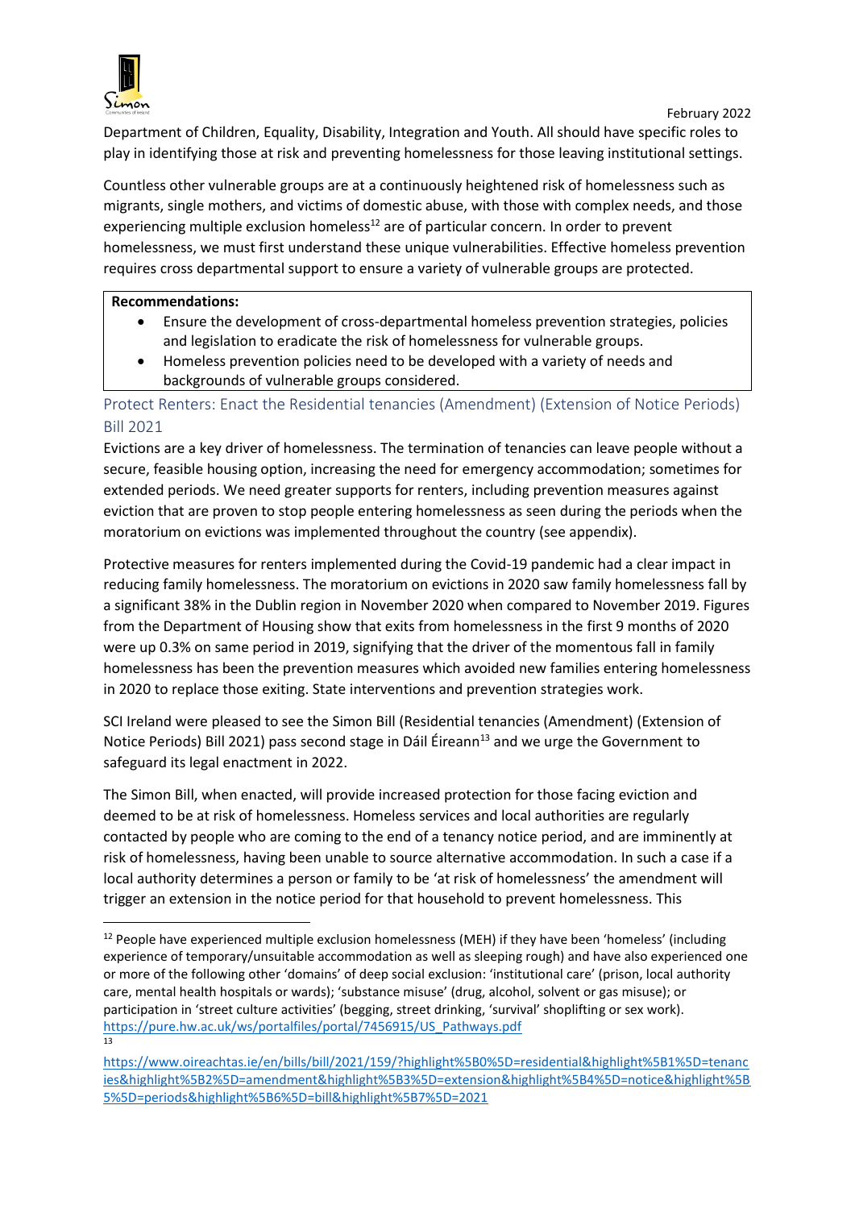Department of Children, Equality, Disability, Integration and Youth. All should have specific roles to play in identifying those at risk and preventing homelessness for those leaving institutional settings.

Countless other vulnerable groups are at a continuously heightened risk of homelessness such as migrants, single mothers, and victims of domestic abuse, with those with complex needs, and those experiencing multiple exclusion homeless[12] are of particular concern. In order to prevent homelessness, we must first understand these unique vulnerabilities. Effective homeless prevention requires cross departmental support to ensure a variety of vulnerable groups are protected.

**Recommendations:**

- Ensure the development of cross-departmental homeless prevention strategies, policies and legislation to eradicate the risk of homelessness for vulnerable groups.
- Homeless prevention policies need to be developed with a variety of needs and backgrounds of vulnerable groups considered.

## Protect Renters: Enact the Residential tenancies (Amendment) (Extension of Notice Periods) Bill 2021

Evictions are a key driver of homelessness. The termination of tenancies can leave people without a secure, feasible housing option, increasing the need for emergency accommodation; sometimes for extended periods. We need greater supports for renters, including prevention measures against eviction that are proven to stop people entering homelessness as seen during the periods when the moratorium on evictions was implemented throughout the country (see appendix).

Protective measures for renters implemented during the Covid-19 pandemic had a clear impact in reducing family homelessness. The moratorium on evictions in 2020 saw family homelessness fall by a significant 38% in the Dublin region in November 2020 when compared to November 2019. Figures from the Department of Housing show that exits from homelessness in the first 9 months of 2020 were up 0.3% on same period in 2019, signifying that the driver of the momentous fall in family homelessness has been the prevention measures which avoided new families entering homelessness in 2020 to replace those exiting. State interventions and prevention strategies work.

SCI Ireland were pleased to see the Simon Bill (Residential tenancies (Amendment) (Extension of Notice Periods) Bill 2021) pass second stage in Dáil Éireann[13] and we urge the Government to safeguard its legal enactment in 2022.

The Simon Bill, when enacted, will provide increased protection for those facing eviction and deemed to be at risk of homelessness. Homeless services and local authorities are regularly contacted by people who are coming to the end of a tenancy notice period, and are imminently at risk of homelessness, having been unable to source alternative accommodation. In such a case if a local authority determines a person or family to be 'at risk of homelessness' the amendment will trigger an extension in the notice period for that household to prevent homelessness. This

---

[12] People have experienced multiple exclusion homelessness (MEH) if they have been 'homeless' (including experience of temporary/unsuitable accommodation as well as sleeping rough) and have also experienced one or more of the following other 'domains' of deep social exclusion: 'institutional care' (prison, local authority care, mental health hospitals or wards); 'substance misuse' (drug, alcohol, solvent or gas misuse); or participation in 'street culture activities' (begging, street drinking, 'survival' shoplifting or sex work). https://pure.hw.ac.uk/ws/portalfiles/portal/7456915/US_Pathways.pdf

[13] https://www.oireachtas.ie/en/bills/bill/2021/159/?highlight%5B0%5D=residential&highlight%5B1%5D=tenancies&highlight%5B2%5D=amendment&highlight%5B3%5D=extension&highlight%5B4%5D=notice&highlight%5B5%5D=periods&highlight%5B6%5D=bill&highlight%5B7%5D=2021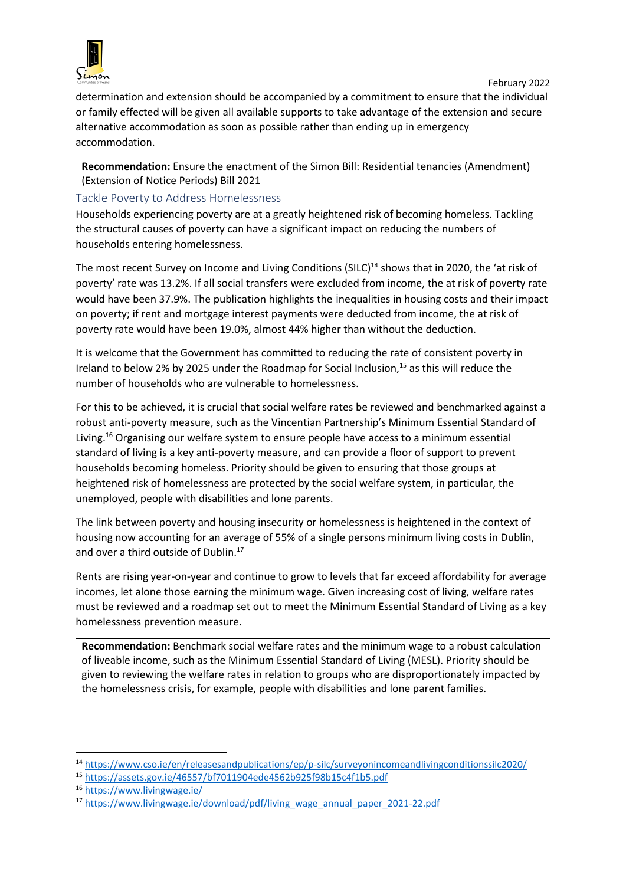determination and extension should be accompanied by a commitment to ensure that the individual or family effected will be given all available supports to take advantage of the extension and secure alternative accommodation as soon as possible rather than ending up in emergency accommodation.

> **Recommendation:** Ensure the enactment of the Simon Bill: Residential tenancies (Amendment) (Extension of Notice Periods) Bill 2021

## Tackle Poverty to Address Homelessness

Households experiencing poverty are at a greatly heightened risk of becoming homeless. Tackling the structural causes of poverty can have a significant impact on reducing the numbers of households entering homelessness.

The most recent Survey on Income and Living Conditions (SILC)[14] shows that in 2020, the 'at risk of poverty' rate was 13.2%. If all social transfers were excluded from income, the at risk of poverty rate would have been 37.9%. The publication highlights the inequalities in housing costs and their impact on poverty; if rent and mortgage interest payments were deducted from income, the at risk of poverty rate would have been 19.0%, almost 44% higher than without the deduction.

It is welcome that the Government has committed to reducing the rate of consistent poverty in Ireland to below 2% by 2025 under the Roadmap for Social Inclusion,[15] as this will reduce the number of households who are vulnerable to homelessness.

For this to be achieved, it is crucial that social welfare rates be reviewed and benchmarked against a robust anti-poverty measure, such as the Vincentian Partnership's Minimum Essential Standard of Living.[16] Organising our welfare system to ensure people have access to a minimum essential standard of living is a key anti-poverty measure, and can provide a floor of support to prevent households becoming homeless. Priority should be given to ensuring that those groups at heightened risk of homelessness are protected by the social welfare system, in particular, the unemployed, people with disabilities and lone parents.

The link between poverty and housing insecurity or homelessness is heightened in the context of housing now accounting for an average of 55% of a single persons minimum living costs in Dublin, and over a third outside of Dublin.[17]

Rents are rising year-on-year and continue to grow to levels that far exceed affordability for average incomes, let alone those earning the minimum wage. Given increasing cost of living, welfare rates must be reviewed and a roadmap set out to meet the Minimum Essential Standard of Living as a key homelessness prevention measure.

> **Recommendation:** Benchmark social welfare rates and the minimum wage to a robust calculation of liveable income, such as the Minimum Essential Standard of Living (MESL). Priority should be given to reviewing the welfare rates in relation to groups who are disproportionately impacted by the homelessness crisis, for example, people with disabilities and lone parent families.

---

[14] https://www.cso.ie/en/releasesandpublications/ep/p-silc/surveyonincomeandlivingconditionssilc2020/

[15] https://assets.gov.ie/46557/bf7011904ede4562b925f98b15c4f1b5.pdf

[16] https://www.livingwage.ie/

[17] https://www.livingwage.ie/download/pdf/living_wage_annual_paper_2021-22.pdf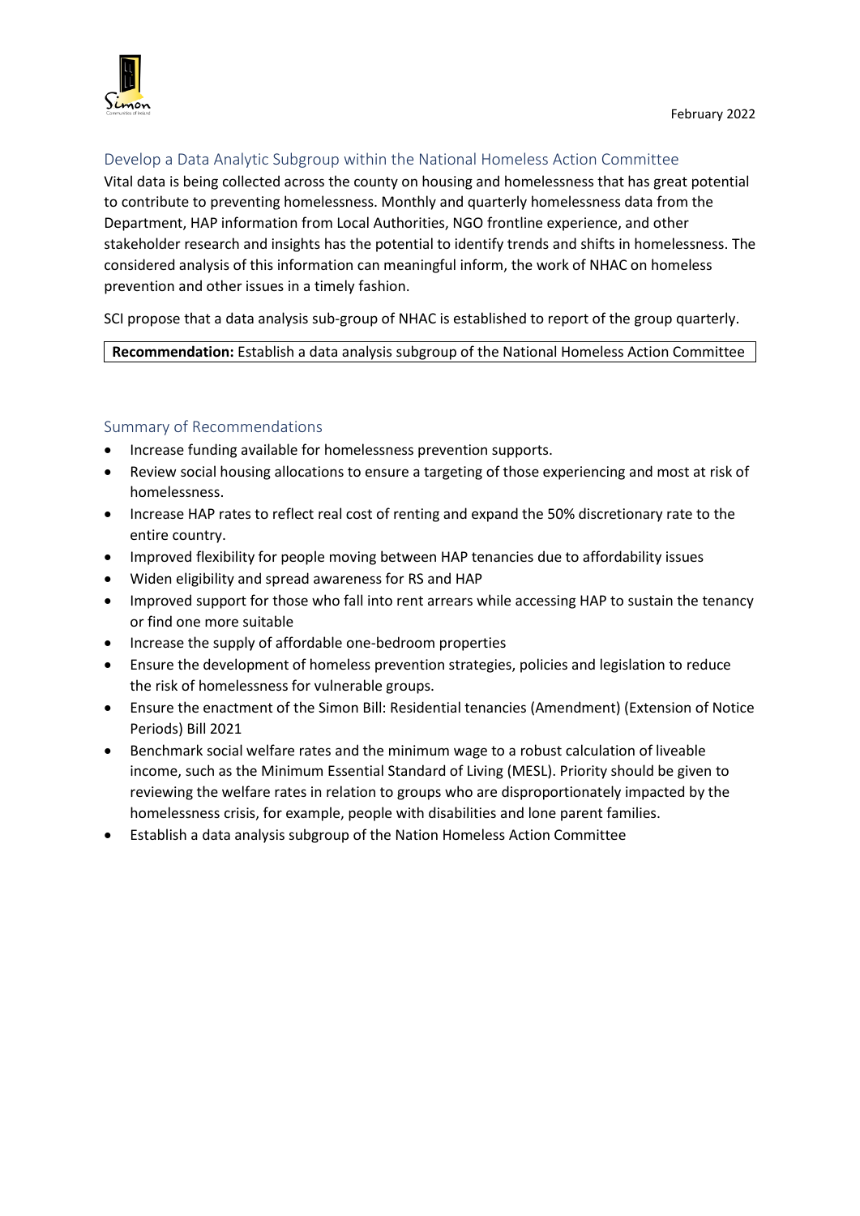## Develop a Data Analytic Subgroup within the National Homeless Action Committee

Vital data is being collected across the county on housing and homelessness that has great potential to contribute to preventing homelessness. Monthly and quarterly homelessness data from the Department, HAP information from Local Authorities, NGO frontline experience, and other stakeholder research and insights has the potential to identify trends and shifts in homelessness. The considered analysis of this information can meaningful inform, the work of NHAC on homeless prevention and other issues in a timely fashion.

SCI propose that a data analysis sub-group of NHAC is established to report of the group quarterly.

**Recommendation:** Establish a data analysis subgroup of the National Homeless Action Committee

## Summary of Recommendations

- Increase funding available for homelessness prevention supports.
- Review social housing allocations to ensure a targeting of those experiencing and most at risk of homelessness.
- Increase HAP rates to reflect real cost of renting and expand the 50% discretionary rate to the entire country.
- Improved flexibility for people moving between HAP tenancies due to affordability issues
- Widen eligibility and spread awareness for RS and HAP
- Improved support for those who fall into rent arrears while accessing HAP to sustain the tenancy or find one more suitable
- Increase the supply of affordable one-bedroom properties
- Ensure the development of homeless prevention strategies, policies and legislation to reduce the risk of homelessness for vulnerable groups.
- Ensure the enactment of the Simon Bill: Residential tenancies (Amendment) (Extension of Notice Periods) Bill 2021
- Benchmark social welfare rates and the minimum wage to a robust calculation of liveable income, such as the Minimum Essential Standard of Living (MESL). Priority should be given to reviewing the welfare rates in relation to groups who are disproportionately impacted by the homelessness crisis, for example, people with disabilities and lone parent families.
- Establish a data analysis subgroup of the Nation Homeless Action Committee